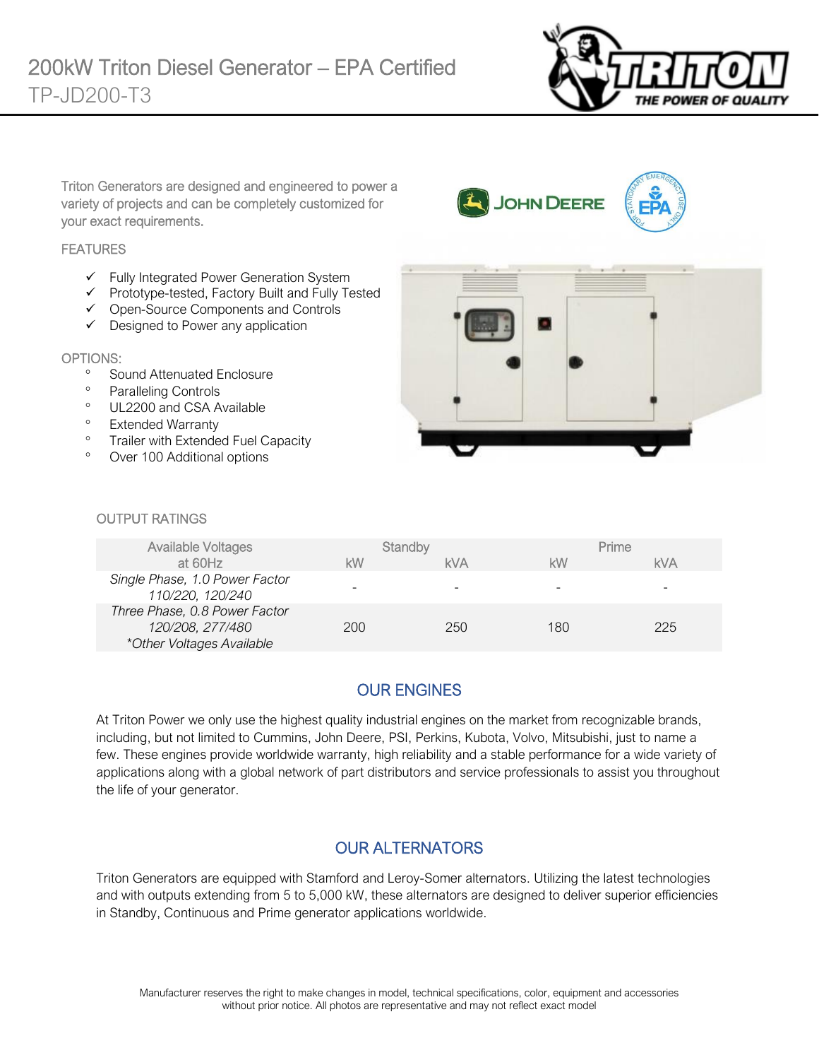# 200kW Triton Diesel Generator – EPA Certified

TP-JD200-T3

Triton Generators are designed and engineered to power a variety of projects and can be completely customized for your exact requirements.

## FEATURES

- ✓ Fully Integrated Power Generation System
- ✓ Prototype-tested, Factory Built and Fully Tested
- ✓ Open-Source Components and Controls
- ✓ Designed to Power any application

## OPTIONS:

- Sound Attenuated Enclosure
- Paralleling Controls
- UL2200 and CSA Available
- Extended Warranty
- Trailer with Extended Fuel Capacity
- Over 100 Additional options

## OUTPUT RATINGS

| Available Voltages at 60Hz | Standby | | Prime | |
|---|---|---|---|---|
| | kW | kVA | kW | kVA |
| *Single Phase, 1.0 Power Factor 110/220, 120/240* | - | - | - | - |
| *Three Phase, 0.8 Power Factor 120/208, 277/480 \*Other Voltages Available* | 200 | 250 | 180 | 225 |

## OUR ENGINES

At Triton Power we only use the highest quality industrial engines on the market from recognizable brands, including, but not limited to Cummins, John Deere, PSI, Perkins, Kubota, Volvo, Mitsubishi, just to name a few. These engines provide worldwide warranty, high reliability and a stable performance for a wide variety of applications along with a global network of part distributors and service professionals to assist you throughout the life of your generator.

## OUR ALTERNATORS

Triton Generators are equipped with Stamford and Leroy-Somer alternators. Utilizing the latest technologies and with outputs extending from 5 to 5,000 kW, these alternators are designed to deliver superior efficiencies in Standby, Continuous and Prime generator applications worldwide.

Manufacturer reserves the right to make changes in model, technical specifications, color, equipment and accessories without prior notice. All photos are representative and may not reflect exact model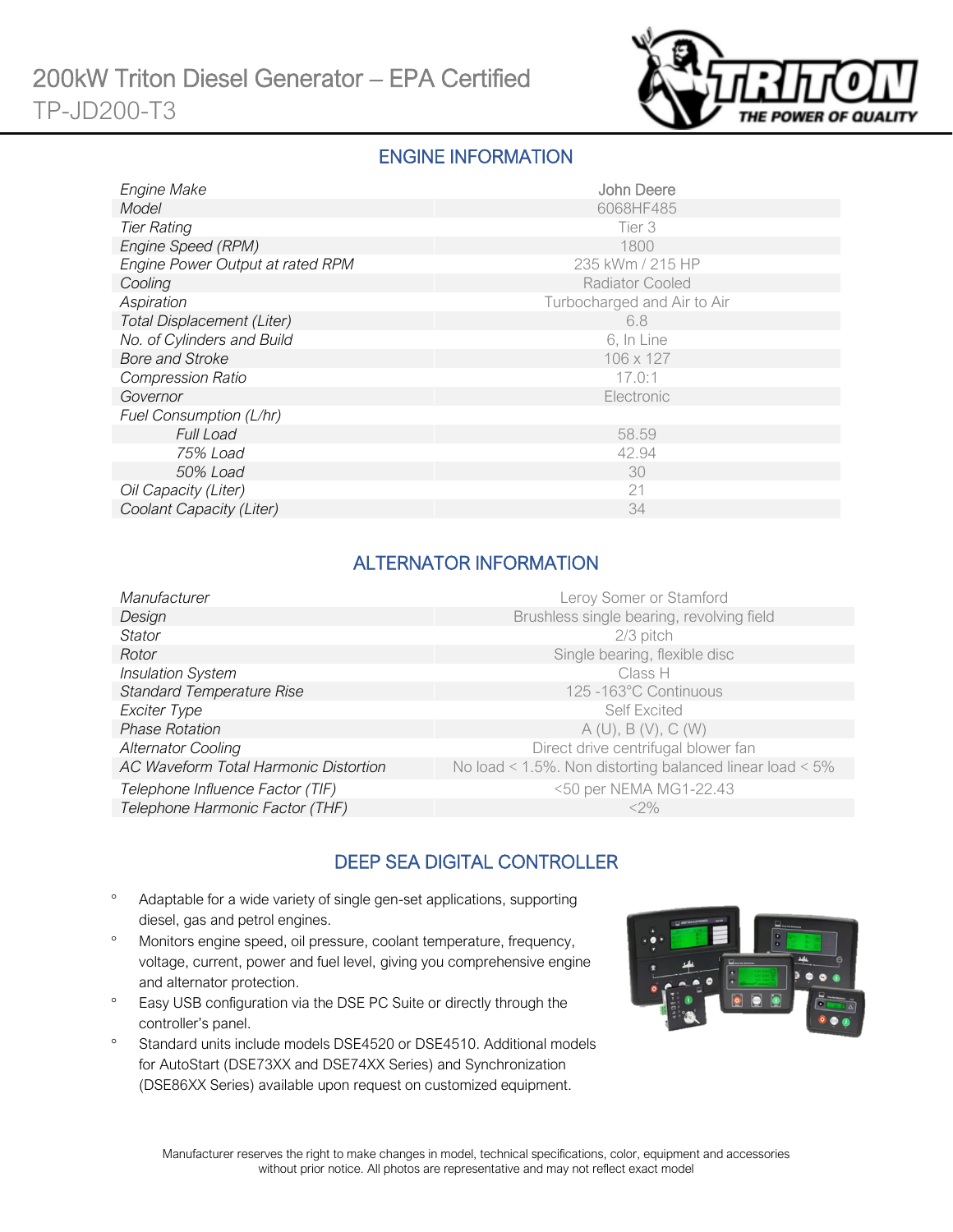# 200kW Triton Diesel Generator – EPA Certified

TP-JD200-T3

## ENGINE INFORMATION

| | |
|---|---|
| *Engine Make* | John Deere |
| *Model* | 6068HF485 |
| *Tier Rating* | Tier 3 |
| *Engine Speed (RPM)* | 1800 |
| *Engine Power Output at rated RPM* | 235 kWm / 215 HP |
| *Cooling* | Radiator Cooled |
| *Aspiration* | Turbocharged and Air to Air |
| *Total Displacement (Liter)* | 6.8 |
| *No. of Cylinders and Build* | 6, In Line |
| *Bore and Stroke* | 106 x 127 |
| *Compression Ratio* | 17.0:1 |
| *Governor* | Electronic |
| *Fuel Consumption (L/hr)* | |
| *Full Load* | 58.59 |
| *75% Load* | 42.94 |
| *50% Load* | 30 |
| *Oil Capacity (Liter)* | 21 |
| *Coolant Capacity (Liter)* | 34 |

## ALTERNATOR INFORMATION

| | |
|---|---|
| *Manufacturer* | Leroy Somer or Stamford |
| *Design* | Brushless single bearing, revolving field |
| *Stator* | 2/3 pitch |
| *Rotor* | Single bearing, flexible disc |
| *Insulation System* | Class H |
| *Standard Temperature Rise* | 125 -163°C Continuous |
| *Exciter Type* | Self Excited |
| *Phase Rotation* | A (U), B (V), C (W) |
| *Alternator Cooling* | Direct drive centrifugal blower fan |
| *AC Waveform Total Harmonic Distortion* | No load < 1.5%. Non distorting balanced linear load < 5% |
| *Telephone Influence Factor (TIF)* | <50 per NEMA MG1-22.43 |
| *Telephone Harmonic Factor (THF)* | <2% |

## DEEP SEA DIGITAL CONTROLLER

- Adaptable for a wide variety of single gen-set applications, supporting diesel, gas and petrol engines.
- Monitors engine speed, oil pressure, coolant temperature, frequency, voltage, current, power and fuel level, giving you comprehensive engine and alternator protection.
- Easy USB configuration via the DSE PC Suite or directly through the controller's panel.
- Standard units include models DSE4520 or DSE4510. Additional models for AutoStart (DSE73XX and DSE74XX Series) and Synchronization (DSE86XX Series) available upon request on customized equipment.

Manufacturer reserves the right to make changes in model, technical specifications, color, equipment and accessories without prior notice. All photos are representative and may not reflect exact model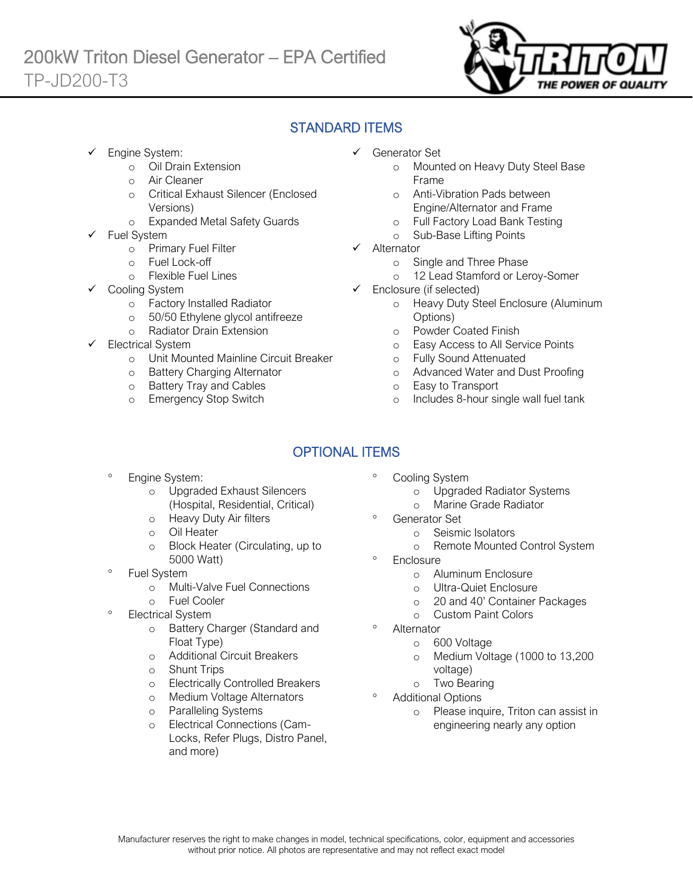# 200kW Triton Diesel Generator – EPA Certified

TP-JD200-T3

## STANDARD ITEMS

- Engine System:
  - Oil Drain Extension
  - Air Cleaner
  - Critical Exhaust Silencer (Enclosed Versions)
  - Expanded Metal Safety Guards
- Fuel System
  - Primary Fuel Filter
  - Fuel Lock-off
  - Flexible Fuel Lines
- Cooling System
  - Factory Installed Radiator
  - 50/50 Ethylene glycol antifreeze
  - Radiator Drain Extension
- Electrical System
  - Unit Mounted Mainline Circuit Breaker
  - Battery Charging Alternator
  - Battery Tray and Cables
  - Emergency Stop Switch
- Generator Set
  - Mounted on Heavy Duty Steel Base Frame
  - Anti-Vibration Pads between Engine/Alternator and Frame
  - Full Factory Load Bank Testing
  - Sub-Base Lifting Points
- Alternator
  - Single and Three Phase
  - 12 Lead Stamford or Leroy-Somer
- Enclosure (if selected)
  - Heavy Duty Steel Enclosure (Aluminum Options)
  - Powder Coated Finish
  - Easy Access to All Service Points
  - Fully Sound Attenuated
  - Advanced Water and Dust Proofing
  - Easy to Transport
  - Includes 8-hour single wall fuel tank

## OPTIONAL ITEMS

- Engine System:
  - Upgraded Exhaust Silencers (Hospital, Residential, Critical)
  - Heavy Duty Air filters
  - Oil Heater
  - Block Heater (Circulating, up to 5000 Watt)
- Fuel System
  - Multi-Valve Fuel Connections
  - Fuel Cooler
- Electrical System
  - Battery Charger (Standard and Float Type)
  - Additional Circuit Breakers
  - Shunt Trips
  - Electrically Controlled Breakers
  - Medium Voltage Alternators
  - Paralleling Systems
  - Electrical Connections (Cam-Locks, Refer Plugs, Distro Panel, and more)
- Cooling System
  - Upgraded Radiator Systems
  - Marine Grade Radiator
- Generator Set
  - Seismic Isolators
  - Remote Mounted Control System
- Enclosure
  - Aluminum Enclosure
  - Ultra-Quiet Enclosure
  - 20 and 40' Container Packages
  - Custom Paint Colors
- Alternator
  - 600 Voltage
  - Medium Voltage (1000 to 13,200 voltage)
  - Two Bearing
- Additional Options
  - Please inquire, Triton can assist in engineering nearly any option

Manufacturer reserves the right to make changes in model, technical specifications, color, equipment and accessories without prior notice. All photos are representative and may not reflect exact model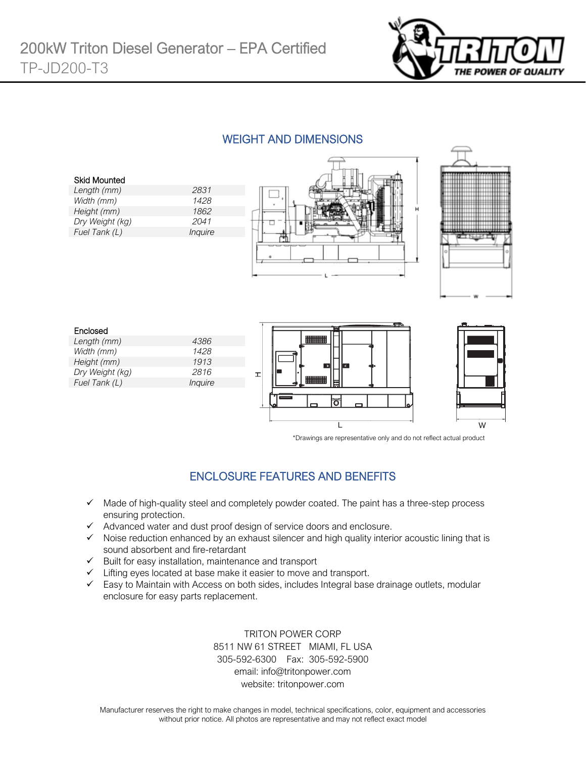# 200kW Triton Diesel Generator – EPA Certified

TP-JD200-T3

## WEIGHT AND DIMENSIONS

**Skid Mounted**

| | |
|---|---|
| *Length (mm)* | *2831* |
| *Width (mm)* | *1428* |
| *Height (mm)* | *1862* |
| *Dry Weight (kg)* | *2041* |
| *Fuel Tank (L)* | *Inquire* |

**Enclosed**

| | |
|---|---|
| *Length (mm)* | *4386* |
| *Width (mm)* | *1428* |
| *Height (mm)* | *1913* |
| *Dry Weight (kg)* | *2816* |
| *Fuel Tank (L)* | *Inquire* |

*Drawings are representative only and do not reflect actual product

## ENCLOSURE FEATURES AND BENEFITS

- ✓ Made of high-quality steel and completely powder coated. The paint has a three-step process ensuring protection.
- ✓ Advanced water and dust proof design of service doors and enclosure.
- ✓ Noise reduction enhanced by an exhaust silencer and high quality interior acoustic lining that is sound absorbent and fire-retardant
- ✓ Built for easy installation, maintenance and transport
- ✓ Lifting eyes located at base make it easier to move and transport.
- ✓ Easy to Maintain with Access on both sides, includes Integral base drainage outlets, modular enclosure for easy parts replacement.

TRITON POWER CORP
8511 NW 61 STREET MIAMI, FL USA
305-592-6300 Fax: 305-592-5900
email: info@tritonpower.com
website: tritonpower.com

Manufacturer reserves the right to make changes in model, technical specifications, color, equipment and accessories without prior notice. All photos are representative and may not reflect exact model